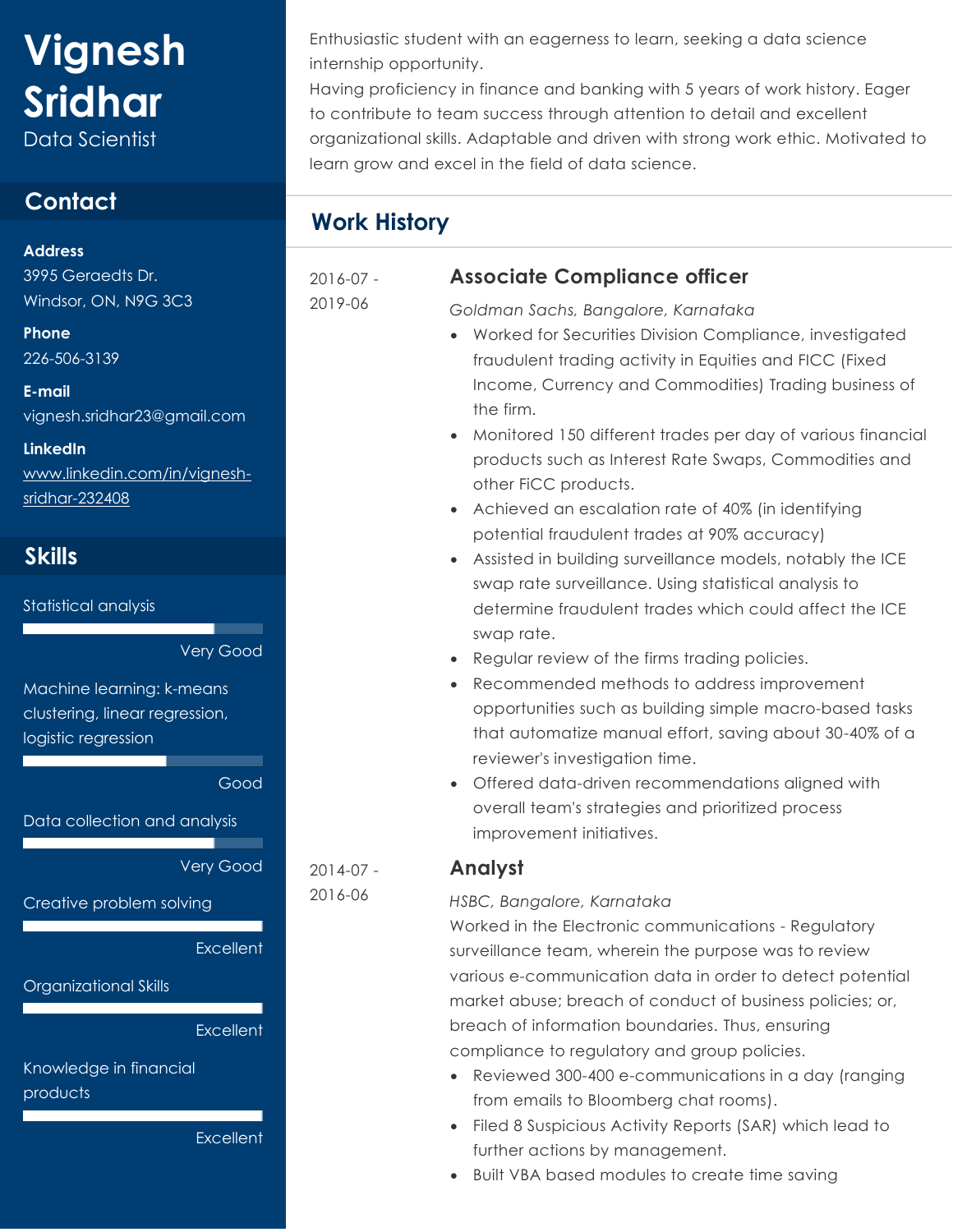# Vignesh Sridhar

Data Scientist

## Contact

**Address**

3995 Geraedts Dr.
Windsor, ON, N9G 3C3

**Phone**

226-506-3139

**E-mail**

vignesh.sridhar23@gmail.com

**LinkedIn**

www.linkedin.com/in/vignesh-sridhar-232408

## Skills

Statistical analysis

Very Good

Machine learning: k-means clustering, linear regression, logistic regression

Good

Data collection and analysis

Very Good

Creative problem solving

Excellent

Organizational Skills

Excellent

Knowledge in financial products

Excellent

Enthusiastic student with an eagerness to learn, seeking a data science internship opportunity.
Having proficiency in finance and banking with 5 years of work history. Eager to contribute to team success through attention to detail and excellent organizational skills. Adaptable and driven with strong work ethic. Motivated to learn grow and excel in the field of data science.

## Work History

2016-07 - 2019-06

### Associate Compliance officer

*Goldman Sachs, Bangalore, Karnataka*

- Worked for Securities Division Compliance, investigated fraudulent trading activity in Equities and FICC (Fixed Income, Currency and Commodities) Trading business of the firm.
- Monitored 150 different trades per day of various financial products such as Interest Rate Swaps, Commodities and other FiCC products.
- Achieved an escalation rate of 40% (in identifying potential fraudulent trades at 90% accuracy)
- Assisted in building surveillance models, notably the ICE swap rate surveillance. Using statistical analysis to determine fraudulent trades which could affect the ICE swap rate.
- Regular review of the firms trading policies.
- Recommended methods to address improvement opportunities such as building simple macro-based tasks that automatize manual effort, saving about 30-40% of a reviewer's investigation time.
- Offered data-driven recommendations aligned with overall team's strategies and prioritized process improvement initiatives.

2014-07 - 2016-06

### Analyst

*HSBC, Bangalore, Karnataka*

Worked in the Electronic communications - Regulatory surveillance team, wherein the purpose was to review various e-communication data in order to detect potential market abuse; breach of conduct of business policies; or, breach of information boundaries. Thus, ensuring compliance to regulatory and group policies.

- Reviewed 300-400 e-communications in a day (ranging from emails to Bloomberg chat rooms).
- Filed 8 Suspicious Activity Reports (SAR) which lead to further actions by management.
- Built VBA based modules to create time saving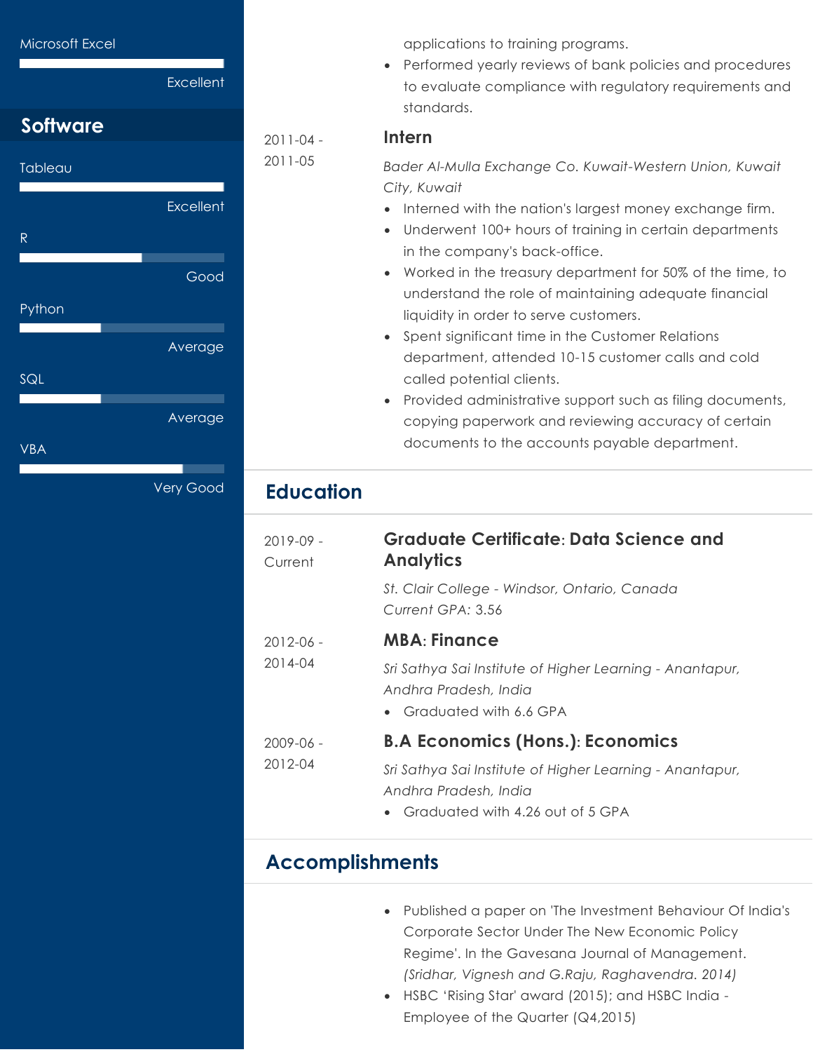Microsoft Excel

Excellent

## Software

Tableau

Excellent

R

Good

Python

Average

SQL

Average

VBA

Very Good

applications to training programs.
- Performed yearly reviews of bank policies and procedures to evaluate compliance with regulatory requirements and standards.

2011-04 - 2011-05

### Intern

*Bader Al-Mulla Exchange Co. Kuwait-Western Union, Kuwait City, Kuwait*

- Interned with the nation's largest money exchange firm.
- Underwent 100+ hours of training in certain departments in the company's back-office.
- Worked in the treasury department for 50% of the time, to understand the role of maintaining adequate financial liquidity in order to serve customers.
- Spent significant time in the Customer Relations department, attended 10-15 customer calls and cold called potential clients.
- Provided administrative support such as filing documents, copying paperwork and reviewing accuracy of certain documents to the accounts payable department.

## Education

2019-09 - Current

### Graduate Certificate: Data Science and Analytics

*St. Clair College - Windsor, Ontario, Canada*
*Current GPA:* 3.56

2012-06 - 2014-04

### MBA: Finance

*Sri Sathya Sai Institute of Higher Learning - Anantapur, Andhra Pradesh, India*

- Graduated with 6.6 GPA

2009-06 - 2012-04

### B.A Economics (Hons.): Economics

*Sri Sathya Sai Institute of Higher Learning - Anantapur, Andhra Pradesh, India*

- Graduated with 4.26 out of 5 GPA

## Accomplishments

- Published a paper on 'The Investment Behaviour Of India's Corporate Sector Under The New Economic Policy Regime'. In the Gavesana Journal of Management. *(Sridhar, Vignesh and G.Raju, Raghavendra. 2014)*
- HSBC 'Rising Star' award (2015); and HSBC India - Employee of the Quarter (Q4,2015)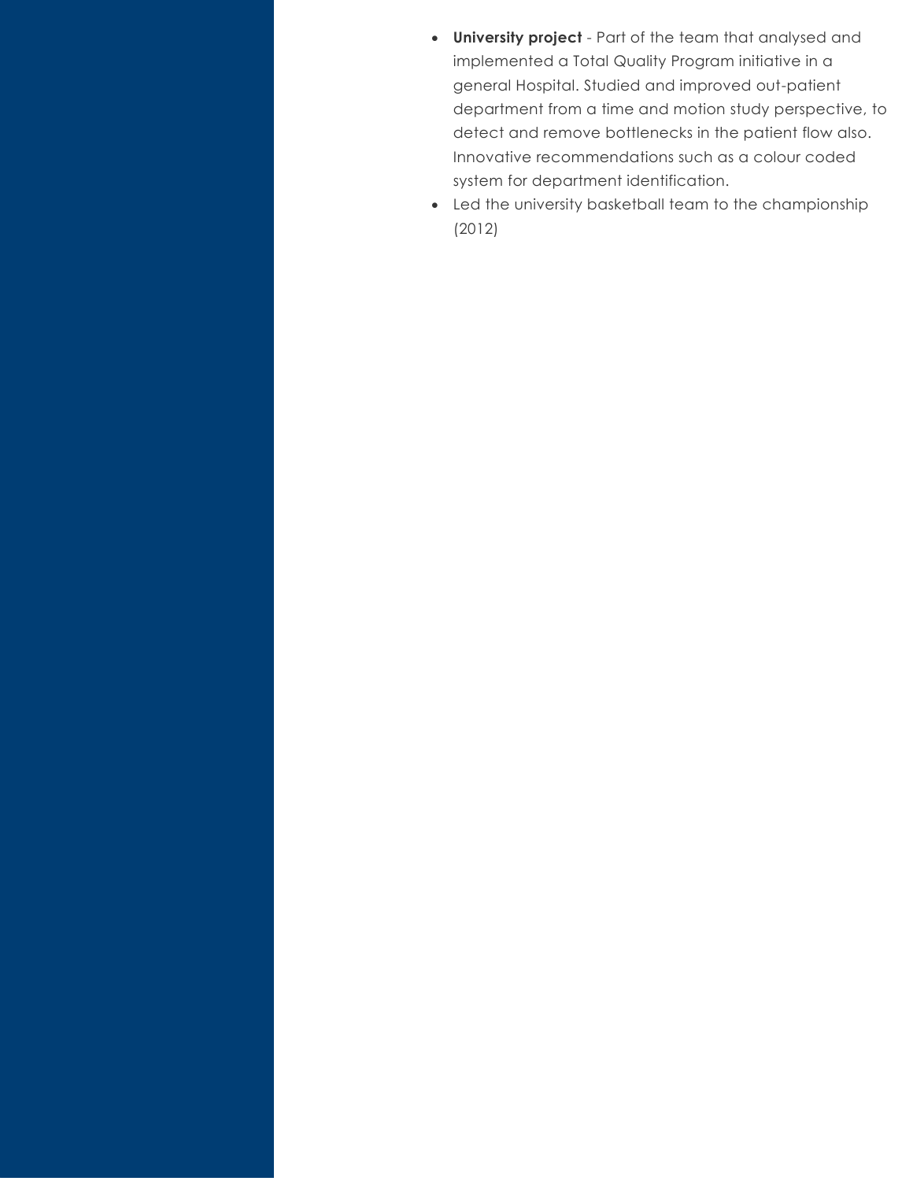- **University project** - Part of the team that analysed and implemented a Total Quality Program initiative in a general Hospital. Studied and improved out-patient department from a time and motion study perspective, to detect and remove bottlenecks in the patient flow also. Innovative recommendations such as a colour coded system for department identification.
- Led the university basketball team to the championship (2012)